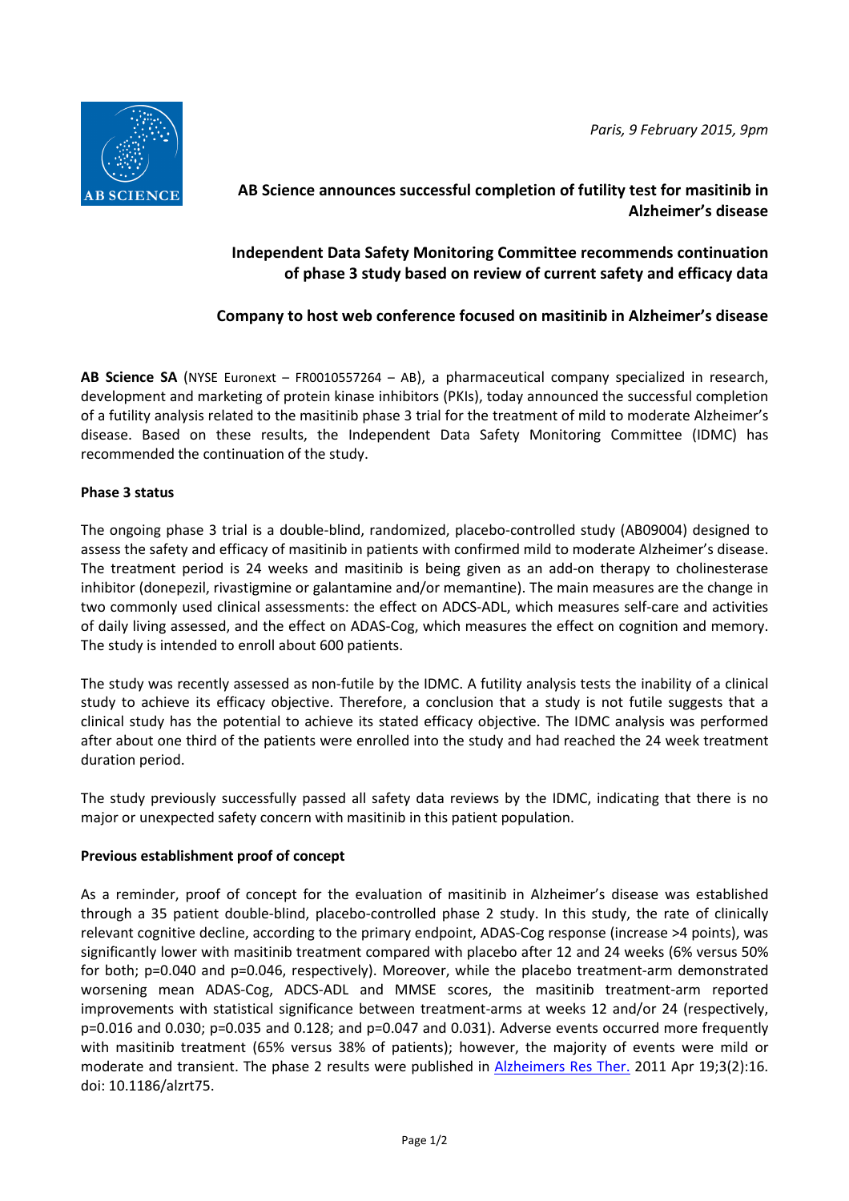*Paris, 9 February 2015, 9pm*

# AB Science announces successful completion of futility test for masitinib in Alzheimer's disease

## Independent Data Safety Monitoring Committee recommends continuation of phase 3 study based on review of current safety and efficacy data

## Company to host web conference focused on masitinib in Alzheimer's disease

**AB Science SA** (NYSE Euronext – FR0010557264 – AB), a pharmaceutical company specialized in research, development and marketing of protein kinase inhibitors (PKIs), today announced the successful completion of a futility analysis related to the masitinib phase 3 trial for the treatment of mild to moderate Alzheimer's disease. Based on these results, the Independent Data Safety Monitoring Committee (IDMC) has recommended the continuation of the study.

**Phase 3 status**

The ongoing phase 3 trial is a double-blind, randomized, placebo-controlled study (AB09004) designed to assess the safety and efficacy of masitinib in patients with confirmed mild to moderate Alzheimer's disease. The treatment period is 24 weeks and masitinib is being given as an add-on therapy to cholinesterase inhibitor (donepezil, rivastigmine or galantamine and/or memantine). The main measures are the change in two commonly used clinical assessments: the effect on ADCS-ADL, which measures self-care and activities of daily living assessed, and the effect on ADAS-Cog, which measures the effect on cognition and memory. The study is intended to enroll about 600 patients.

The study was recently assessed as non-futile by the IDMC. A futility analysis tests the inability of a clinical study to achieve its efficacy objective. Therefore, a conclusion that a study is not futile suggests that a clinical study has the potential to achieve its stated efficacy objective. The IDMC analysis was performed after about one third of the patients were enrolled into the study and had reached the 24 week treatment duration period.

The study previously successfully passed all safety data reviews by the IDMC, indicating that there is no major or unexpected safety concern with masitinib in this patient population.

**Previous establishment proof of concept**

As a reminder, proof of concept for the evaluation of masitinib in Alzheimer's disease was established through a 35 patient double-blind, placebo-controlled phase 2 study. In this study, the rate of clinically relevant cognitive decline, according to the primary endpoint, ADAS-Cog response (increase >4 points), was significantly lower with masitinib treatment compared with placebo after 12 and 24 weeks (6% versus 50% for both; p=0.040 and p=0.046, respectively). Moreover, while the placebo treatment-arm demonstrated worsening mean ADAS-Cog, ADCS-ADL and MMSE scores, the masitinib treatment-arm reported improvements with statistical significance between treatment-arms at weeks 12 and/or 24 (respectively, p=0.016 and 0.030; p=0.035 and 0.128; and p=0.047 and 0.031). Adverse events occurred more frequently with masitinib treatment (65% versus 38% of patients); however, the majority of events were mild or moderate and transient. The phase 2 results were published in Alzheimers Res Ther. 2011 Apr 19;3(2):16. doi: 10.1186/alzrt75.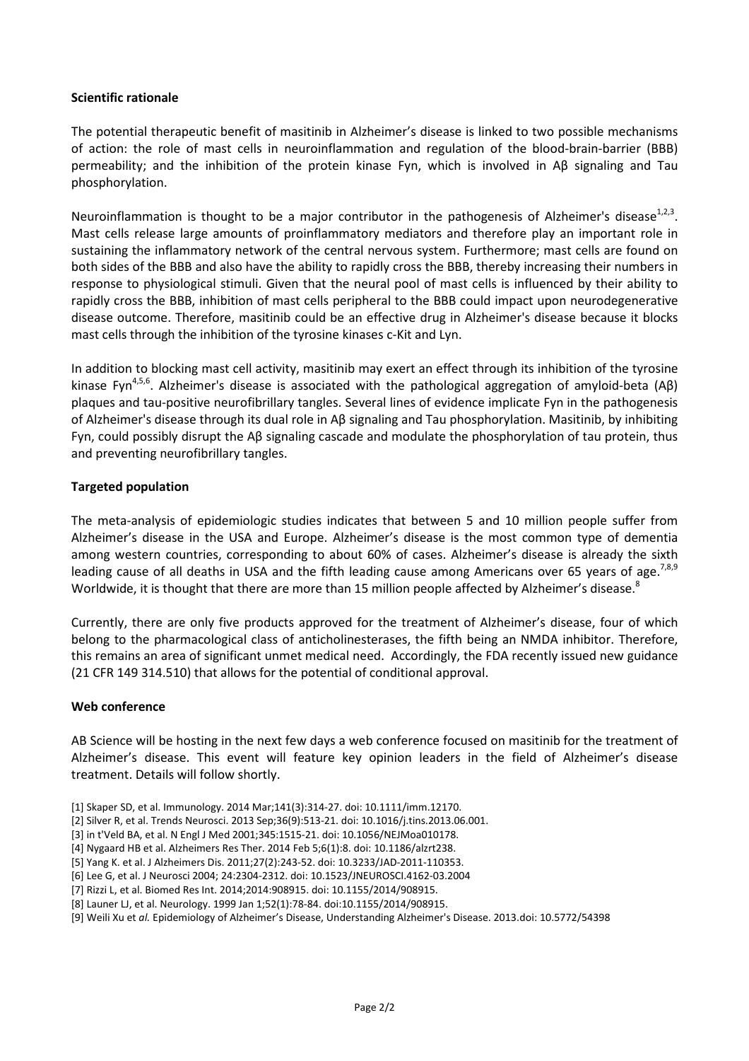**Scientific rationale**

The potential therapeutic benefit of masitinib in Alzheimer's disease is linked to two possible mechanisms of action: the role of mast cells in neuroinflammation and regulation of the blood-brain-barrier (BBB) permeability; and the inhibition of the protein kinase Fyn, which is involved in Aβ signaling and Tau phosphorylation.

Neuroinflammation is thought to be a major contributor in the pathogenesis of Alzheimer's disease[1,2,3]. Mast cells release large amounts of proinflammatory mediators and therefore play an important role in sustaining the inflammatory network of the central nervous system. Furthermore; mast cells are found on both sides of the BBB and also have the ability to rapidly cross the BBB, thereby increasing their numbers in response to physiological stimuli. Given that the neural pool of mast cells is influenced by their ability to rapidly cross the BBB, inhibition of mast cells peripheral to the BBB could impact upon neurodegenerative disease outcome. Therefore, masitinib could be an effective drug in Alzheimer's disease because it blocks mast cells through the inhibition of the tyrosine kinases c-Kit and Lyn.

In addition to blocking mast cell activity, masitinib may exert an effect through its inhibition of the tyrosine kinase Fyn[4,5,6]. Alzheimer's disease is associated with the pathological aggregation of amyloid-beta (Aβ) plaques and tau-positive neurofibrillary tangles. Several lines of evidence implicate Fyn in the pathogenesis of Alzheimer's disease through its dual role in Aβ signaling and Tau phosphorylation. Masitinib, by inhibiting Fyn, could possibly disrupt the Aβ signaling cascade and modulate the phosphorylation of tau protein, thus and preventing neurofibrillary tangles.

**Targeted population**

The meta-analysis of epidemiologic studies indicates that between 5 and 10 million people suffer from Alzheimer's disease in the USA and Europe. Alzheimer's disease is the most common type of dementia among western countries, corresponding to about 60% of cases. Alzheimer's disease is already the sixth leading cause of all deaths in USA and the fifth leading cause among Americans over 65 years of age.[7,8,9] Worldwide, it is thought that there are more than 15 million people affected by Alzheimer's disease.[8]

Currently, there are only five products approved for the treatment of Alzheimer's disease, four of which belong to the pharmacological class of anticholinesterases, the fifth being an NMDA inhibitor. Therefore, this remains an area of significant unmet medical need. Accordingly, the FDA recently issued new guidance (21 CFR 149 314.510) that allows for the potential of conditional approval.

**Web conference**

AB Science will be hosting in the next few days a web conference focused on masitinib for the treatment of Alzheimer's disease. This event will feature key opinion leaders in the field of Alzheimer's disease treatment. Details will follow shortly.

[1] Skaper SD, et al. Immunology. 2014 Mar;141(3):314-27. doi: 10.1111/imm.12170.
[2] Silver R, et al. Trends Neurosci. 2013 Sep;36(9):513-21. doi: 10.1016/j.tins.2013.06.001.
[3] in t'Veld BA, et al. N Engl J Med 2001;345:1515-21. doi: 10.1056/NEJMoa010178.
[4] Nygaard HB et al. Alzheimers Res Ther. 2014 Feb 5;6(1):8. doi: 10.1186/alzrt238.
[5] Yang K. et al. J Alzheimers Dis. 2011;27(2):243-52. doi: 10.3233/JAD-2011-110353.
[6] Lee G, et al. J Neurosci 2004; 24:2304-2312. doi: 10.1523/JNEUROSCI.4162-03.2004
[7] Rizzi L, et al. Biomed Res Int. 2014;2014:908915. doi: 10.1155/2014/908915.
[8] Launer LJ, et al. Neurology. 1999 Jan 1;52(1):78-84. doi:10.1155/2014/908915.
[9] Weili Xu et *al.* Epidemiology of Alzheimer's Disease, Understanding Alzheimer's Disease. 2013.doi: 10.5772/54398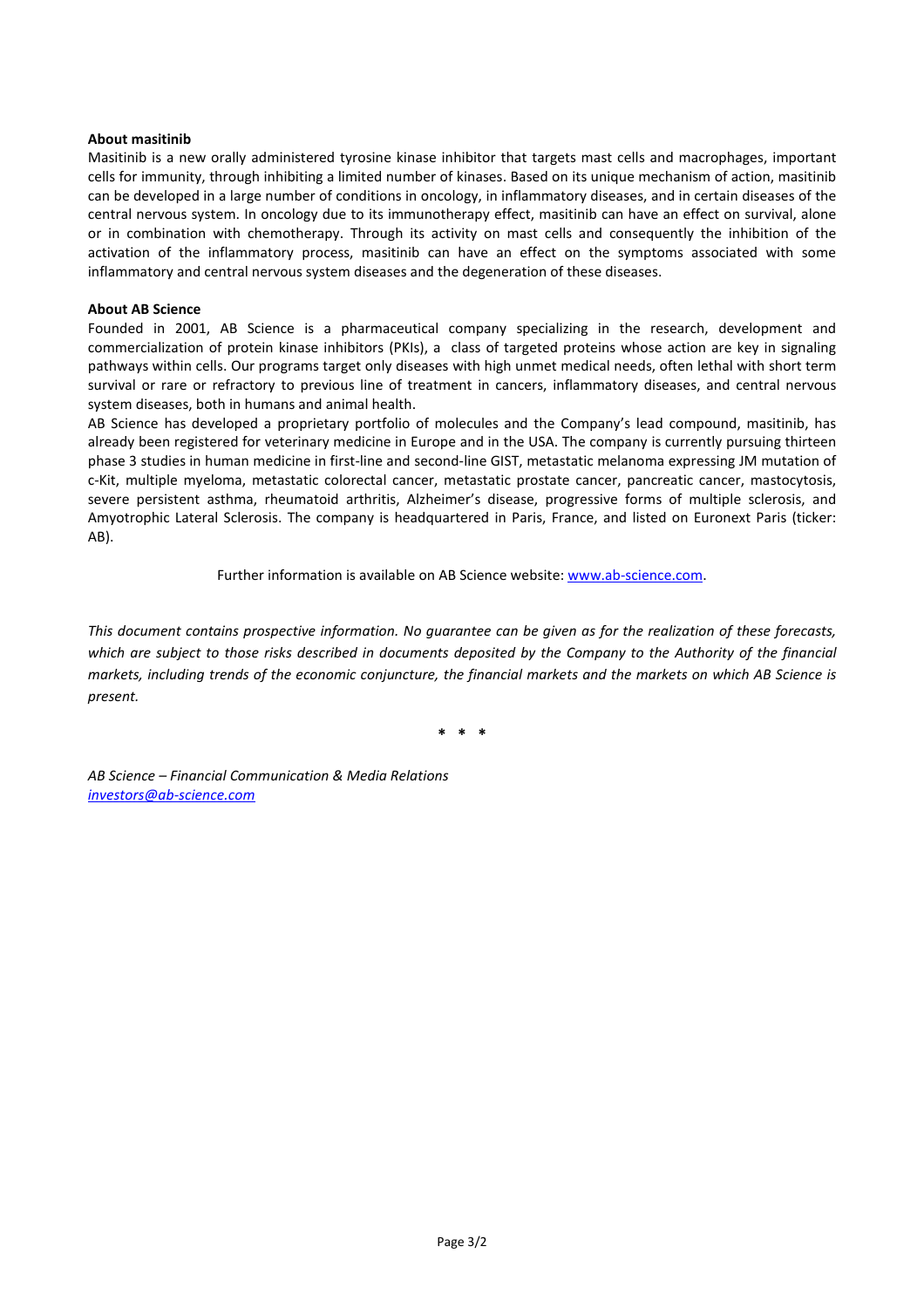**About masitinib**

Masitinib is a new orally administered tyrosine kinase inhibitor that targets mast cells and macrophages, important cells for immunity, through inhibiting a limited number of kinases. Based on its unique mechanism of action, masitinib can be developed in a large number of conditions in oncology, in inflammatory diseases, and in certain diseases of the central nervous system. In oncology due to its immunotherapy effect, masitinib can have an effect on survival, alone or in combination with chemotherapy. Through its activity on mast cells and consequently the inhibition of the activation of the inflammatory process, masitinib can have an effect on the symptoms associated with some inflammatory and central nervous system diseases and the degeneration of these diseases.

**About AB Science**

Founded in 2001, AB Science is a pharmaceutical company specializing in the research, development and commercialization of protein kinase inhibitors (PKIs), a class of targeted proteins whose action are key in signaling pathways within cells. Our programs target only diseases with high unmet medical needs, often lethal with short term survival or rare or refractory to previous line of treatment in cancers, inflammatory diseases, and central nervous system diseases, both in humans and animal health.

AB Science has developed a proprietary portfolio of molecules and the Company's lead compound, masitinib, has already been registered for veterinary medicine in Europe and in the USA. The company is currently pursuing thirteen phase 3 studies in human medicine in first-line and second-line GIST, metastatic melanoma expressing JM mutation of c-Kit, multiple myeloma, metastatic colorectal cancer, metastatic prostate cancer, pancreatic cancer, mastocytosis, severe persistent asthma, rheumatoid arthritis, Alzheimer's disease, progressive forms of multiple sclerosis, and Amyotrophic Lateral Sclerosis. The company is headquartered in Paris, France, and listed on Euronext Paris (ticker: AB).

Further information is available on AB Science website: [www.ab-science.com](http://www.ab-science.com).

*This document contains prospective information. No guarantee can be given as for the realization of these forecasts, which are subject to those risks described in documents deposited by the Company to the Authority of the financial markets, including trends of the economic conjuncture, the financial markets and the markets on which AB Science is present.*

\* \* \*

*AB Science – Financial Communication & Media Relations*
*[investors@ab-science.com](mailto:investors@ab-science.com)*